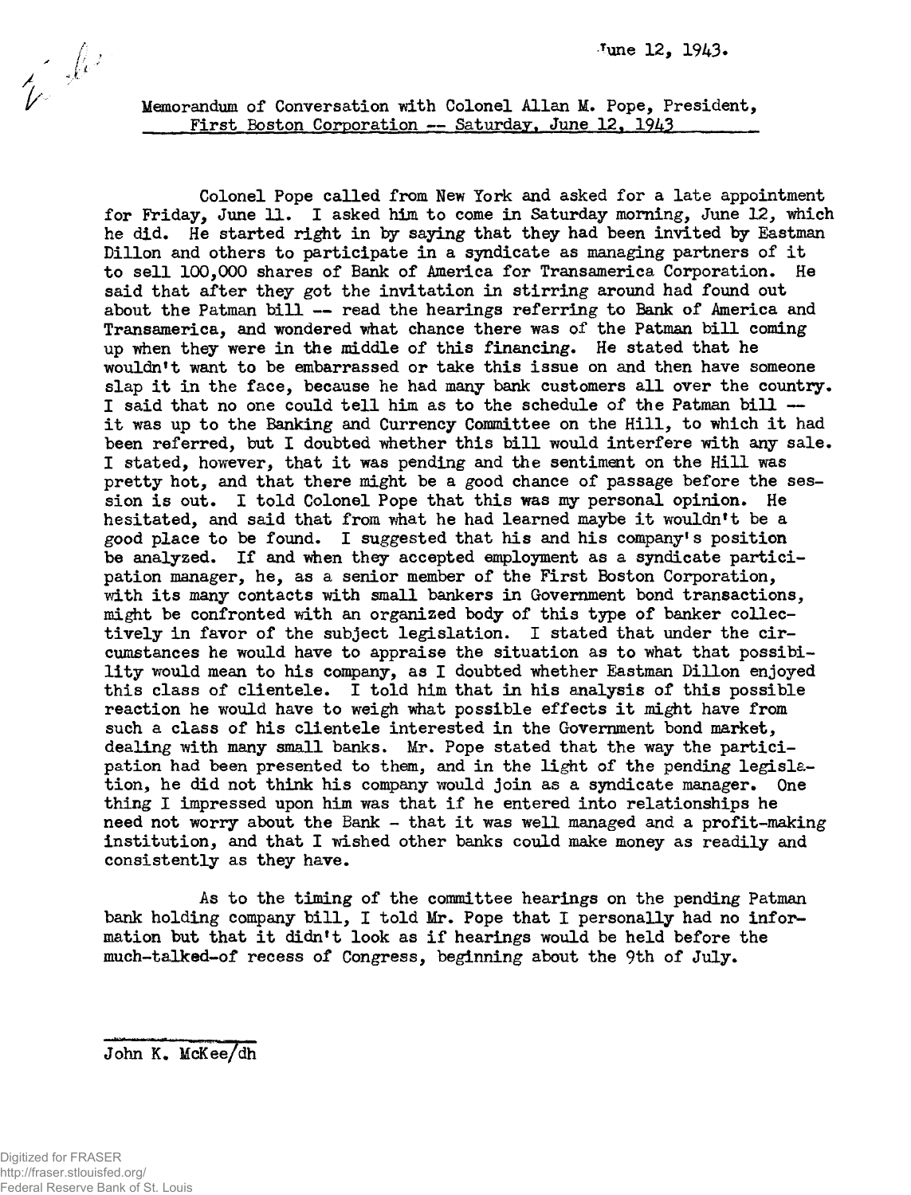June 12, 1943.

Memorandum of Conversation with Colonel Allan M. Pope, President, First Boston Corporation -- Saturday, June 12, 1943

Colonel Pope called from New York and asked for a late appointment for Friday, June 11. I asked him to come in Saturday morning, June 12, which he did. He started right in by saying that they had been invited by Eastman Dillon and others to participate in a syndicate as managing partners of it to sell 100,000 shares of Bank of America for Transamerica Corporation. He said that after they got the invitation in stirring around had found out about the Patman bill -- read the hearings referring to Bank of America and Transamerica, and wondered what chance there was of the Patman bill coming up when they were in the middle of this financing. He stated that he wouldn't want to be embarrassed or take this issue on and then have someone slap it in the face, because he had many bank customers all over the country. I said that no one could tell him as to the schedule of the Patman bill -- it was up to the Banking and Currency Committee on the Hill, to which it had been referred, but I doubted whether this bill would interfere with any sale. I stated, however, that it was pending and the sentiment on the Hill was pretty hot, and that there might be a good chance of passage before the session is out. I told Colonel Pope that this was my personal opinion. He hesitated, and said that from what he had learned maybe it wouldn't be a good place to be found. I suggested that his and his company's position be analyzed. If and when they accepted employment as a syndicate participation manager, he, as a senior member of the First Boston Corporation, with its many contacts with small bankers in Government bond transactions, might be confronted with an organized body of this type of banker collectively in favor of the subject legislation. I stated that under the circumstances he would have to appraise the situation as to what that possibility would mean to his company, as I doubted whether Eastman Dillon enjoyed this class of clientele. I told him that in his analysis of this possible reaction he would have to weigh what possible effects it might have from such a class of his clientele interested in the Government bond market, dealing with many small banks. Mr. Pope stated that the way the participation had been presented to them, and in the light of the pending legislation, he did not think his company would join as a syndicate manager. One thing I impressed upon him was that if he entered into relationships he need not worry about the Bank - that it was well managed and a profit-making institution, and that I wished other banks could make money as readily and consistently as they have.

As to the timing of the committee hearings on the pending Patman bank holding company bill, I told Mr. Pope that I personally had no information but that it didn't look as if hearings would be held before the much-talked-of recess of Congress, beginning about the 9th of July.

John K. McKee/dh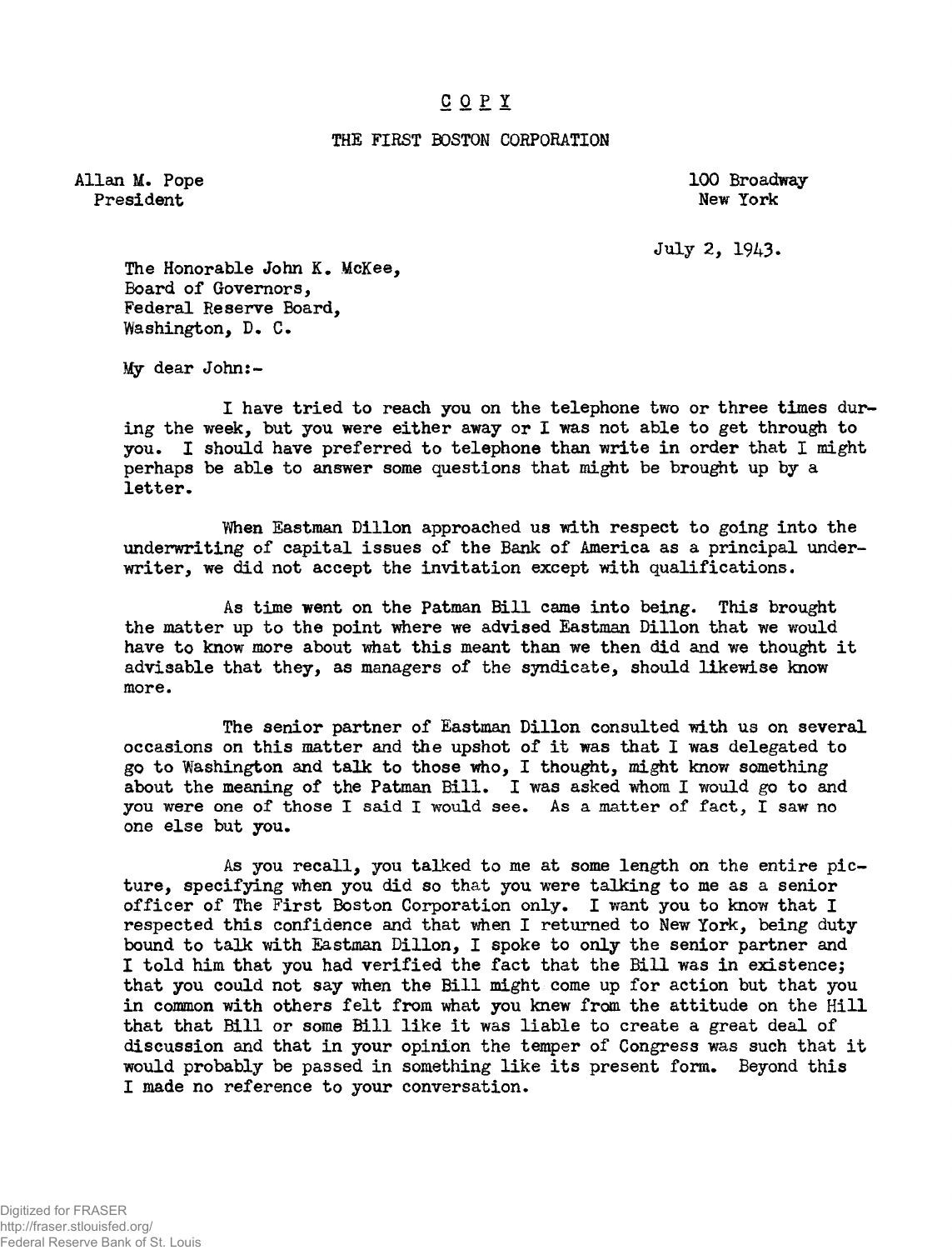C O P Y

THE FIRST BOSTON CORPORATION

Allan M. Pope
President

100 Broadway
New York

July 2, 1943.

The Honorable John K. McKee,
Board of Governors,
Federal Reserve Board,
Washington, D. C.

My dear John:-

I have tried to reach you on the telephone two or three times during the week, but you were either away or I was not able to get through to you. I should have preferred to telephone than write in order that I might perhaps be able to answer some questions that might be brought up by a letter.

When Eastman Dillon approached us with respect to going into the underwriting of capital issues of the Bank of America as a principal underwriter, we did not accept the invitation except with qualifications.

As time went on the Patman Bill came into being. This brought the matter up to the point where we advised Eastman Dillon that we would have to know more about what this meant than we then did and we thought it advisable that they, as managers of the syndicate, should likewise know more.

The senior partner of Eastman Dillon consulted with us on several occasions on this matter and the upshot of it was that I was delegated to go to Washington and talk to those who, I thought, might know something about the meaning of the Patman Bill. I was asked whom I would go to and you were one of those I said I would see. As a matter of fact, I saw no one else but you.

As you recall, you talked to me at some length on the entire picture, specifying when you did so that you were talking to me as a senior officer of The First Boston Corporation only. I want you to know that I respected this confidence and that when I returned to New York, being duty bound to talk with Eastman Dillon, I spoke to only the senior partner and I told him that you had verified the fact that the Bill was in existence; that you could not say when the Bill might come up for action but that you in common with others felt from what you knew from the attitude on the Hill that that Bill or some Bill like it was liable to create a great deal of discussion and that in your opinion the temper of Congress was such that it would probably be passed in something like its present form. Beyond this I made no reference to your conversation.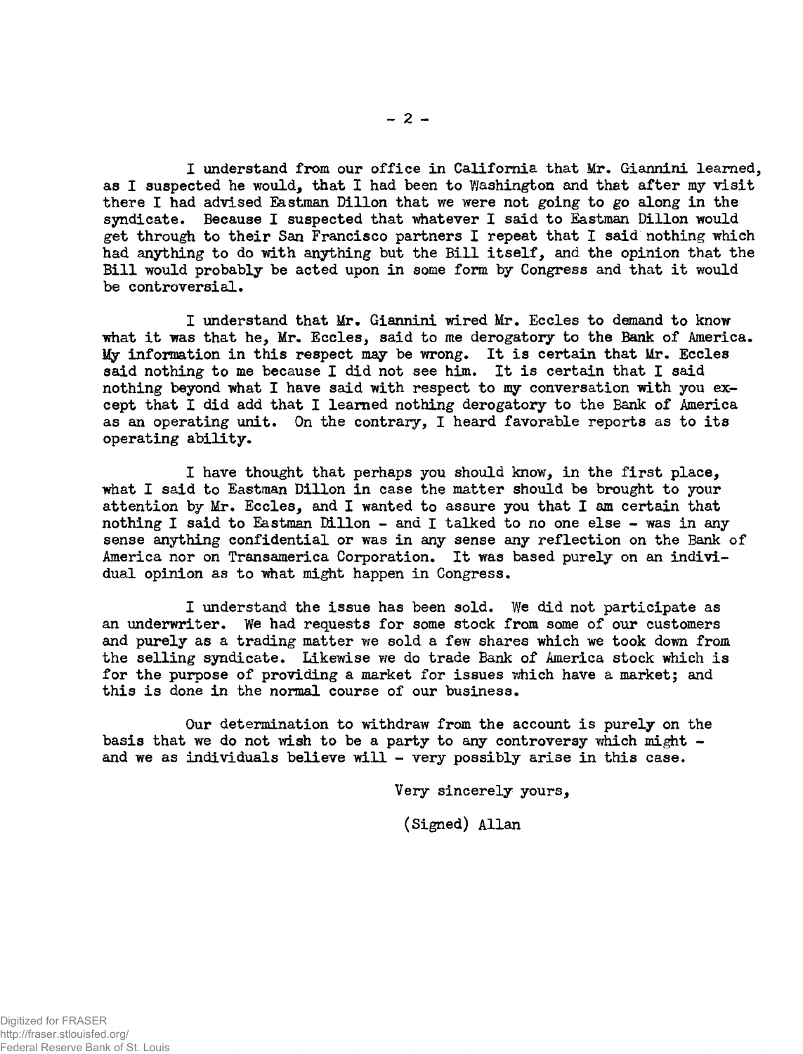I understand from our office in California that Mr. Giannini learned, as I suspected he would, that I had been to Washington and that after my visit there I had advised Eastman Dillon that we were not going to go along in the syndicate. Because I suspected that whatever I said to Eastman Dillon would get through to their San Francisco partners I repeat that I said nothing which had anything to do with anything but the Bill itself, and the opinion that the Bill would probably be acted upon in some form by Congress and that it would be controversial.

I understand that Mr. Giannini wired Mr. Eccles to demand to know what it was that he, Mr. Eccles, said to me derogatory to the Bank of America. My information in this respect may be wrong. It is certain that Mr. Eccles said nothing to me because I did not see him. It is certain that I said nothing beyond what I have said with respect to my conversation with you except that I did add that I learned nothing derogatory to the Bank of America as an operating unit. On the contrary, I heard favorable reports as to its operating ability.

I have thought that perhaps you should know, in the first place, what I said to Eastman Dillon in case the matter should be brought to your attention by Mr. Eccles, and I wanted to assure you that I am certain that nothing I said to Eastman Dillon - and I talked to no one else - was in any sense anything confidential or was in any sense any reflection on the Bank of America nor on Transamerica Corporation. It was based purely on an individual opinion as to what might happen in Congress.

I understand the issue has been sold. We did not participate as an underwriter. We had requests for some stock from some of our customers and purely as a trading matter we sold a few shares which we took down from the selling syndicate. Likewise we do trade Bank of America stock which is for the purpose of providing a market for issues which have a market; and this is done in the normal course of our business.

Our determination to withdraw from the account is purely on the basis that we do not wish to be a party to any controversy which might - and we as individuals believe will - very possibly arise in this case.

Very sincerely yours,

(Signed) Allan